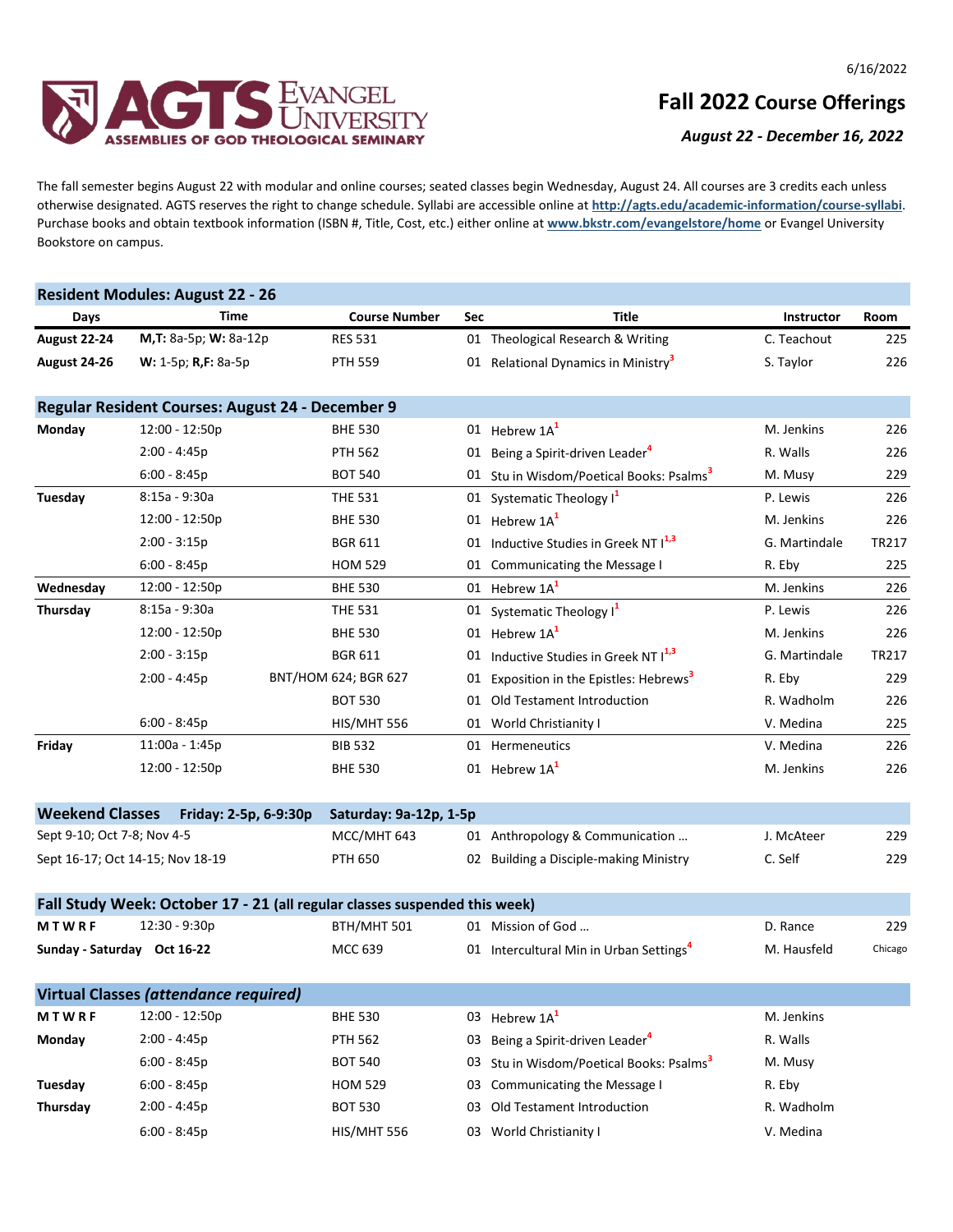6/16/2022

# Fall 2022 Course Offerings

***August 22 - December 16, 2022***

AGTS Evangel University — Assemblies of God Theological Seminary

The fall semester begins August 22 with modular and online courses; seated classes begin Wednesday, August 24. All courses are 3 credits each unless otherwise designated. AGTS reserves the right to change schedule. Syllabi are accessible online at **http://agts.edu/academic-information/course-syllabi**. Purchase books and obtain textbook information (ISBN #, Title, Cost, etc.) either online at **www.bkstr.com/evangelstore/home** or Evangel University Bookstore on campus.

## Resident Modules: August 22 - 26

| Days | Time | Course Number | Sec | Title | Instructor | Room |
|---|---|---|---|---|---|---|
| **August 22-24** | **M,T:** 8a-5p; **W:** 8a-12p | RES 531 | 01 | Theological Research & Writing | C. Teachout | 225 |
| **August 24-26** | **W:** 1-5p; **R,F:** 8a-5p | PTH 559 | 01 | Relational Dynamics in Ministry[3] | S. Taylor | 226 |

## Regular Resident Courses: August 24 - December 9

| Days | Time | Course Number | Sec | Title | Instructor | Room |
|---|---|---|---|---|---|---|
| **Monday** | 12:00 - 12:50p | BHE 530 | 01 | Hebrew 1A[1] | M. Jenkins | 226 |
| | 2:00 - 4:45p | PTH 562 | 01 | Being a Spirit-driven Leader[4] | R. Walls | 226 |
| | 6:00 - 8:45p | BOT 540 | 01 | Stu in Wisdom/Poetical Books: Psalms[3] | M. Musy | 229 |
| **Tuesday** | 8:15a - 9:30a | THE 531 | 01 | Systematic Theology I[1] | P. Lewis | 226 |
| | 12:00 - 12:50p | BHE 530 | 01 | Hebrew 1A[1] | M. Jenkins | 226 |
| | 2:00 - 3:15p | BGR 611 | 01 | Inductive Studies in Greek NT I[1,3] | G. Martindale | TR217 |
| | 6:00 - 8:45p | HOM 529 | 01 | Communicating the Message I | R. Eby | 225 |
| **Wednesday** | 12:00 - 12:50p | BHE 530 | 01 | Hebrew 1A[1] | M. Jenkins | 226 |
| **Thursday** | 8:15a - 9:30a | THE 531 | 01 | Systematic Theology I[1] | P. Lewis | 226 |
| | 12:00 - 12:50p | BHE 530 | 01 | Hebrew 1A[1] | M. Jenkins | 226 |
| | 2:00 - 3:15p | BGR 611 | 01 | Inductive Studies in Greek NT I[1,3] | G. Martindale | TR217 |
| | 2:00 - 4:45p | BNT/HOM 624; BGR 627 | 01 | Exposition in the Epistles: Hebrews[3] | R. Eby | 229 |
| | | BOT 530 | 01 | Old Testament Introduction | R. Wadholm | 226 |
| | 6:00 - 8:45p | HIS/MHT 556 | 01 | World Christianity I | V. Medina | 225 |
| **Friday** | 11:00a - 1:45p | BIB 532 | 01 | Hermeneutics | V. Medina | 226 |
| | 12:00 - 12:50p | BHE 530 | 01 | Hebrew 1A[1] | M. Jenkins | 226 |

## Weekend Classes — Friday: 2-5p, 6-9:30p — Saturday: 9a-12p, 1-5p

| Days | Course Number | Sec | Title | Instructor | Room |
|---|---|---|---|---|---|
| Sept 9-10; Oct 7-8; Nov 4-5 | MCC/MHT 643 | 01 | Anthropology & Communication … | J. McAteer | 229 |
| Sept 16-17; Oct 14-15; Nov 18-19 | PTH 650 | 02 | Building a Disciple-making Ministry | C. Self | 229 |

## Fall Study Week: October 17 - 21 (all regular classes suspended this week)

| Days | Time | Course Number | Sec | Title | Instructor | Room |
|---|---|---|---|---|---|---|
| **M T W R F** | 12:30 - 9:30p | BTH/MHT 501 | 01 | Mission of God … | D. Rance | 229 |
| **Sunday - Saturday** | **Oct 16-22** | MCC 639 | 01 | Intercultural Min in Urban Settings[4] | M. Hausfeld | Chicago |

## Virtual Classes *(attendance required)*

| Days | Time | Course Number | Sec | Title | Instructor |
|---|---|---|---|---|---|
| **M T W R F** | 12:00 - 12:50p | BHE 530 | 03 | Hebrew 1A[1] | M. Jenkins |
| **Monday** | 2:00 - 4:45p | PTH 562 | 03 | Being a Spirit-driven Leader[4] | R. Walls |
| | 6:00 - 8:45p | BOT 540 | 03 | Stu in Wisdom/Poetical Books: Psalms[3] | M. Musy |
| **Tuesday** | 6:00 - 8:45p | HOM 529 | 03 | Communicating the Message I | R. Eby |
| **Thursday** | 2:00 - 4:45p | BOT 530 | 03 | Old Testament Introduction | R. Wadholm |
| | 6:00 - 8:45p | HIS/MHT 556 | 03 | World Christianity I | V. Medina |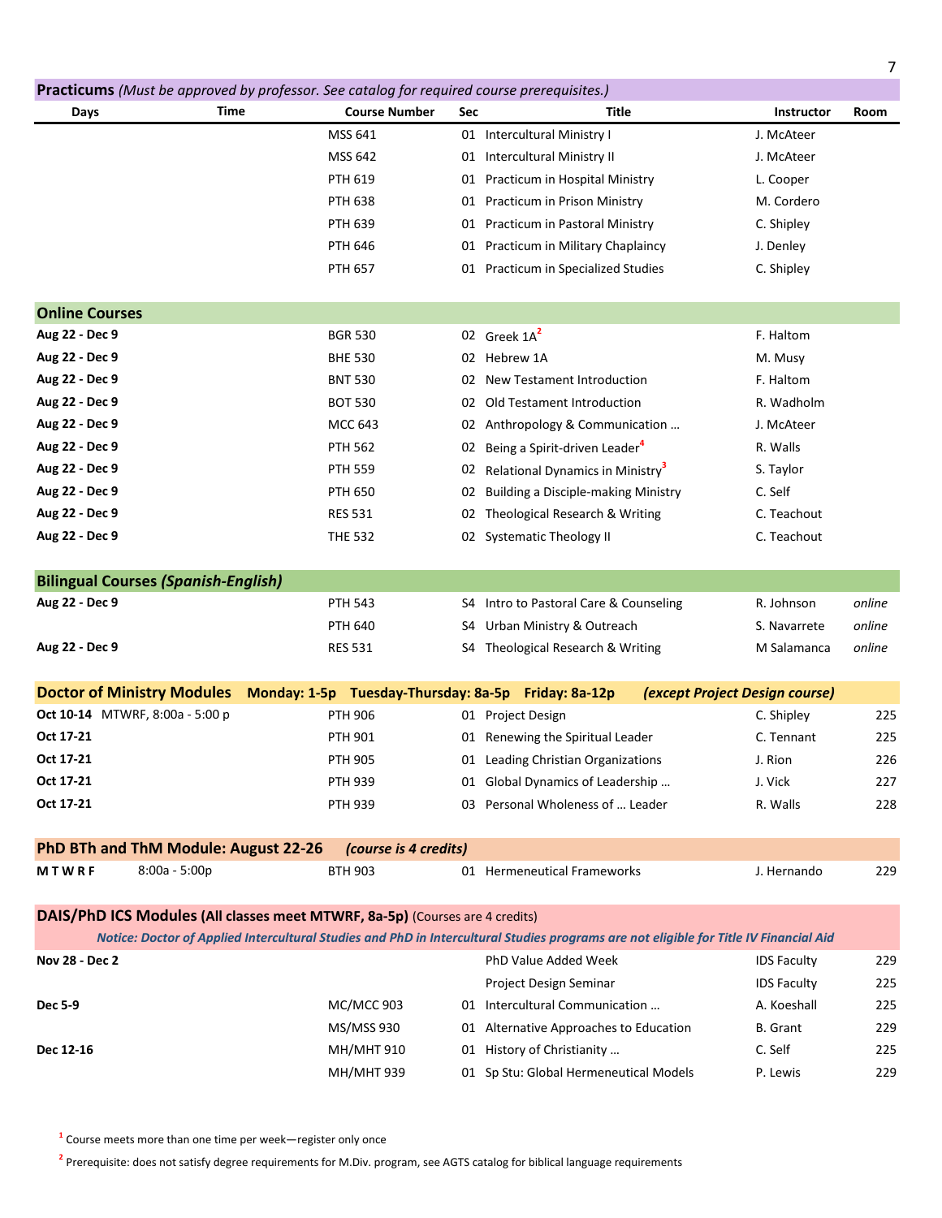## Practicums *(Must be approved by professor. See catalog for required course prerequisites.)*

| Days | Time | Course Number | Sec | Title | Instructor | Room |
|---|---|---|---|---|---|---|
| | | MSS 641 | 01 | Intercultural Ministry I | J. McAteer | |
| | | MSS 642 | 01 | Intercultural Ministry II | J. McAteer | |
| | | PTH 619 | 01 | Practicum in Hospital Ministry | L. Cooper | |
| | | PTH 638 | 01 | Practicum in Prison Ministry | M. Cordero | |
| | | PTH 639 | 01 | Practicum in Pastoral Ministry | C. Shipley | |
| | | PTH 646 | 01 | Practicum in Military Chaplaincy | J. Denley | |
| | | PTH 657 | 01 | Practicum in Specialized Studies | C. Shipley | |

## Online Courses

| Days | Time | Course Number | Sec | Title | Instructor | Room |
|---|---|---|---|---|---|---|
| **Aug 22 - Dec 9** | | BGR 530 | 02 | Greek 1A[2] | F. Haltom | |
| **Aug 22 - Dec 9** | | BHE 530 | 02 | Hebrew 1A | M. Musy | |
| **Aug 22 - Dec 9** | | BNT 530 | 02 | New Testament Introduction | F. Haltom | |
| **Aug 22 - Dec 9** | | BOT 530 | 02 | Old Testament Introduction | R. Wadholm | |
| **Aug 22 - Dec 9** | | MCC 643 | 02 | Anthropology & Communication … | J. McAteer | |
| **Aug 22 - Dec 9** | | PTH 562 | 02 | Being a Spirit-driven Leader[4] | R. Walls | |
| **Aug 22 - Dec 9** | | PTH 559 | 02 | Relational Dynamics in Ministry[3] | S. Taylor | |
| **Aug 22 - Dec 9** | | PTH 650 | 02 | Building a Disciple-making Ministry | C. Self | |
| **Aug 22 - Dec 9** | | RES 531 | 02 | Theological Research & Writing | C. Teachout | |
| **Aug 22 - Dec 9** | | THE 532 | 02 | Systematic Theology II | C. Teachout | |

## Bilingual Courses *(Spanish-English)*

| Days | Time | Course Number | Sec | Title | Instructor | Room |
|---|---|---|---|---|---|---|
| **Aug 22 - Dec 9** | | PTH 543 | S4 | Intro to Pastoral Care & Counseling | R. Johnson | *online* |
| | | PTH 640 | S4 | Urban Ministry & Outreach | S. Navarrete | *online* |
| **Aug 22 - Dec 9** | | RES 531 | S4 | Theological Research & Writing | M Salamanca | *online* |

## Doctor of Ministry Modules **Monday: 1-5p Tuesday-Thursday: 8a-5p Friday: 8a-12p** *(except Project Design course)*

| Days | Time | Course Number | Sec | Title | Instructor | Room |
|---|---|---|---|---|---|---|
| **Oct 10-14** | MTWRF, 8:00a - 5:00 p | PTH 906 | 01 | Project Design | C. Shipley | 225 |
| **Oct 17-21** | | PTH 901 | 01 | Renewing the Spiritual Leader | C. Tennant | 225 |
| **Oct 17-21** | | PTH 905 | 01 | Leading Christian Organizations | J. Rion | 226 |
| **Oct 17-21** | | PTH 939 | 01 | Global Dynamics of Leadership … | J. Vick | 227 |
| **Oct 17-21** | | PTH 939 | 03 | Personal Wholeness of … Leader | R. Walls | 228 |

## PhD BTh and ThM Module: August 22-26 *(course is 4 credits)*

| Days | Time | Course Number | Sec | Title | Instructor | Room |
|---|---|---|---|---|---|---|
| **M T W R F** | 8:00a - 5:00p | BTH 903 | 01 | Hermeneutical Frameworks | J. Hernando | 229 |

## DAIS/PhD ICS Modules (All classes meet MTWRF, 8a-5p) (Courses are 4 credits)

***Notice: Doctor of Applied Intercultural Studies and PhD in Intercultural Studies programs are not eligible for Title IV Financial Aid***

| Days | Time | Course Number | Sec | Title | Instructor | Room |
|---|---|---|---|---|---|---|
| **Nov 28 - Dec 2** | | | | PhD Value Added Week | IDS Faculty | 229 |
| | | | | Project Design Seminar | IDS Faculty | 225 |
| **Dec 5-9** | | MC/MCC 903 | 01 | Intercultural Communication … | A. Koeshall | 225 |
| | | MS/MSS 930 | 01 | Alternative Approaches to Education | B. Grant | 229 |
| **Dec 12-16** | | MH/MHT 910 | 01 | History of Christianity … | C. Self | 225 |
| | | MH/MHT 939 | 01 | Sp Stu: Global Hermeneutical Models | P. Lewis | 229 |

[1] Course meets more than one time per week—register only once

[2] Prerequisite: does not satisfy degree requirements for M.Div. program, see AGTS catalog for biblical language requirements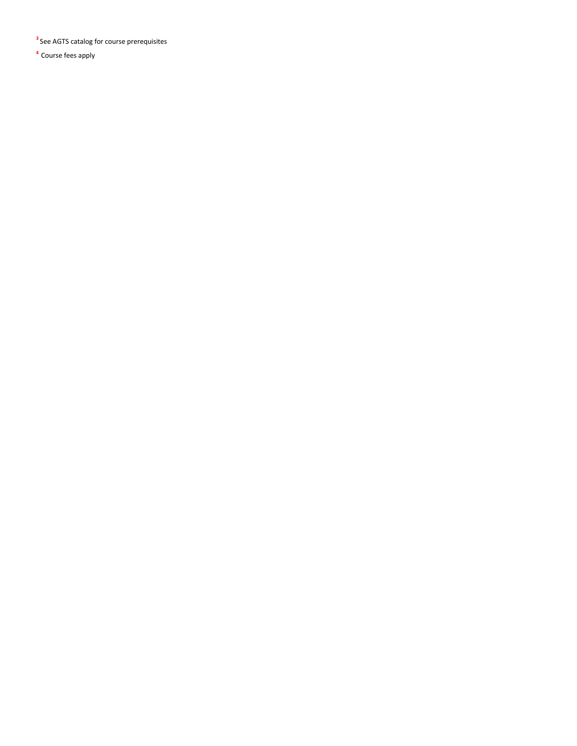[3] See AGTS catalog for course prerequisites

[4] Course fees apply